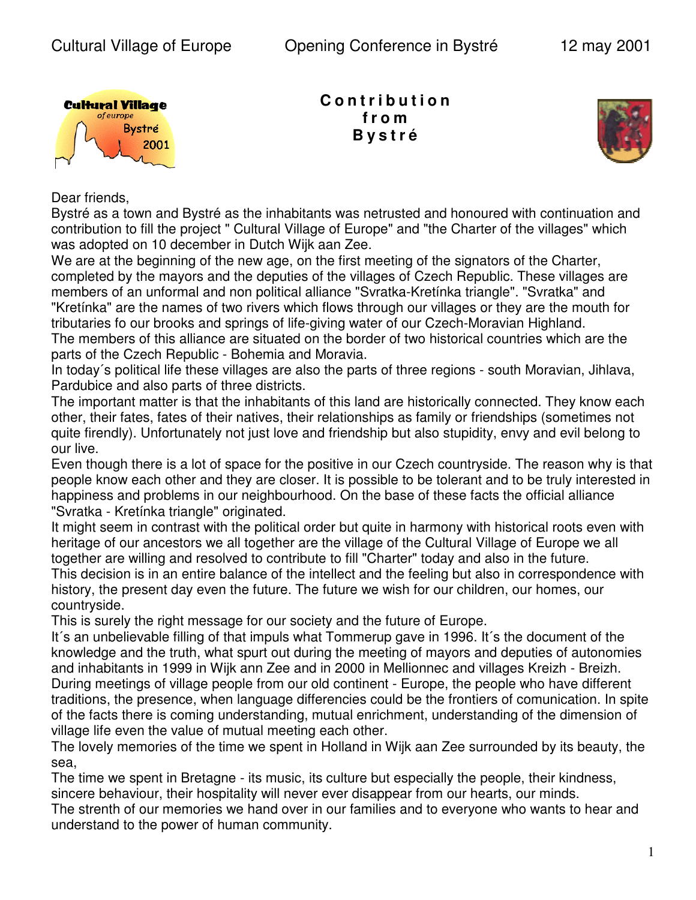# Contribution from Bystré

Dear friends,
Bystré as a town and Bystré as the inhabitants was netrusted and honoured with continuation and contribution to fill the project " Cultural Village of Europe" and "the Charter of the villages" which was adopted on 10 december in Dutch Wijk aan Zee.
We are at the beginning of the new age, on the first meeting of the signators of the Charter, completed by the mayors and the deputies of the villages of Czech Republic. These villages are members of an unformal and non political alliance "Svratka-Kretínka triangle". "Svratka" and "Kretínka" are the names of two rivers which flows through our villages or they are the mouth for tributaries fo our brooks and springs of life-giving water of our Czech-Moravian Highland.
The members of this alliance are situated on the border of two historical countries which are the parts of the Czech Republic - Bohemia and Moravia.
In today´s political life these villages are also the parts of three regions - south Moravian, Jihlava, Pardubice and also parts of three districts.
The important matter is that the inhabitants of this land are historically connected. They know each other, their fates, fates of their natives, their relationships as family or friendships (sometimes not quite firendly). Unfortunately not just love and friendship but also stupidity, envy and evil belong to our live.
Even though there is a lot of space for the positive in our Czech countryside. The reason why is that people know each other and they are closer. It is possible to be tolerant and to be truly interested in happiness and problems in our neighbourhood. On the base of these facts the official alliance "Svratka - Kretínka triangle" originated.
It might seem in contrast with the political order but quite in harmony with historical roots even with heritage of our ancestors we all together are the village of the Cultural Village of Europe we all together are willing and resolved to contribute to fill "Charter" today and also in the future.
This decision is in an entire balance of the intellect and the feeling but also in correspondence with history, the present day even the future. The future we wish for our children, our homes, our countryside.
This is surely the right message for our society and the future of Europe.
It´s an unbelievable filling of that impuls what Tommerup gave in 1996. It´s the document of the knowledge and the truth, what spurt out during the meeting of mayors and deputies of autonomies and inhabitants in 1999 in Wijk ann Zee and in 2000 in Mellionnec and villages Kreizh - Breizh.
During meetings of village people from our old continent - Europe, the people who have different traditions, the presence, when language differencies could be the frontiers of comunication. In spite of the facts there is coming understanding, mutual enrichment, understanding of the dimension of village life even the value of mutual meeting each other.
The lovely memories of the time we spent in Holland in Wijk aan Zee surrounded by its beauty, the sea,
The time we spent in Bretagne - its music, its culture but especially the people, their kindness, sincere behaviour, their hospitality will never ever disappear from our hearts, our minds.
The strenth of our memories we hand over in our families and to everyone who wants to hear and understand to the power of human community.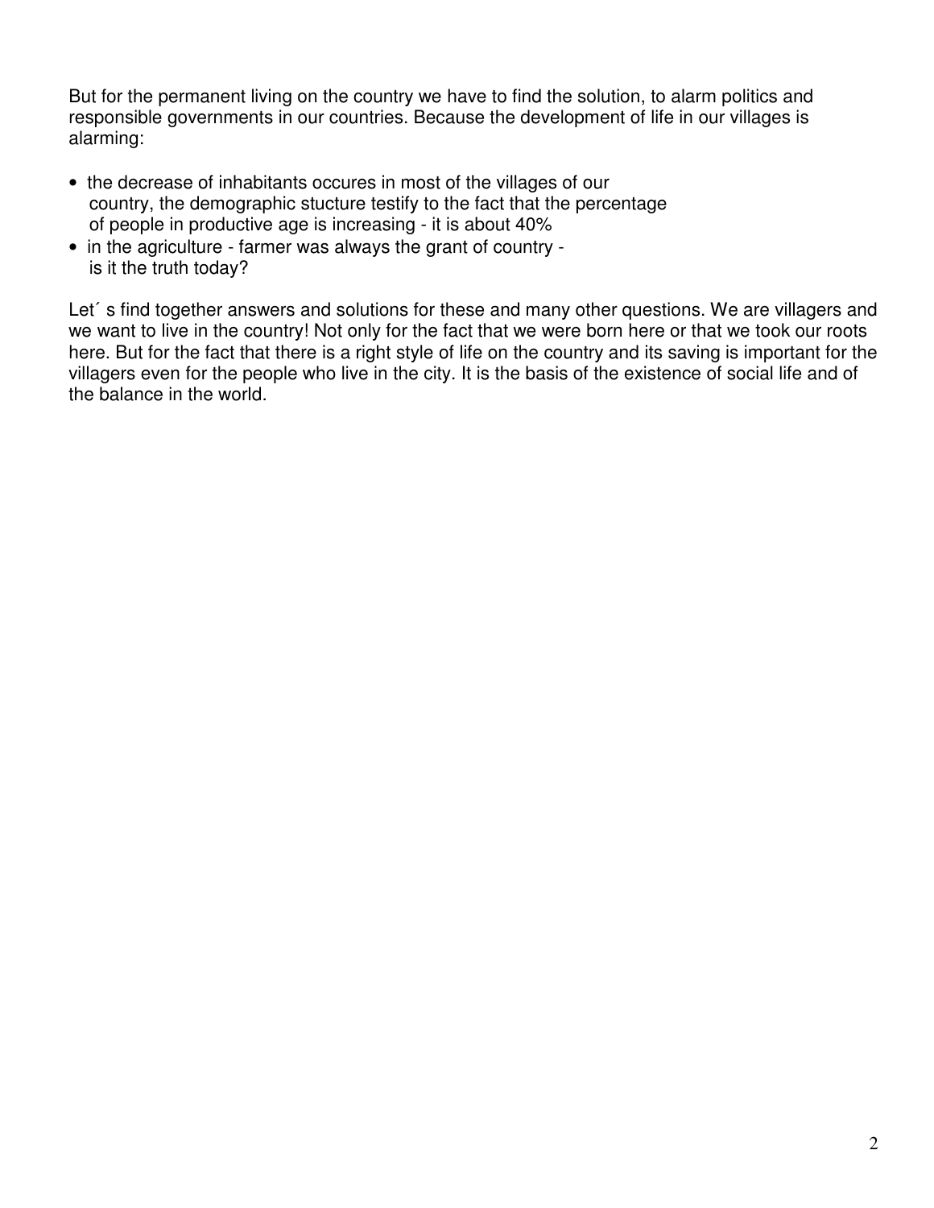But for the permanent living on the country we have to find the solution, to alarm politics and responsible governments in our countries. Because the development of life in our villages is alarming:

- the decrease of inhabitants occures in most of the villages of our country, the demographic stucture testify to the fact that the percentage of people in productive age is increasing - it is about 40%
- in the agriculture - farmer was always the grant of country - is it the truth today?

Let´ s find together answers and solutions for these and many other questions. We are villagers and we want to live in the country! Not only for the fact that we were born here or that we took our roots here. But for the fact that there is a right style of life on the country and its saving is important for the villagers even for the people who live in the city. It is the basis of the existence of social life and of the balance in the world.